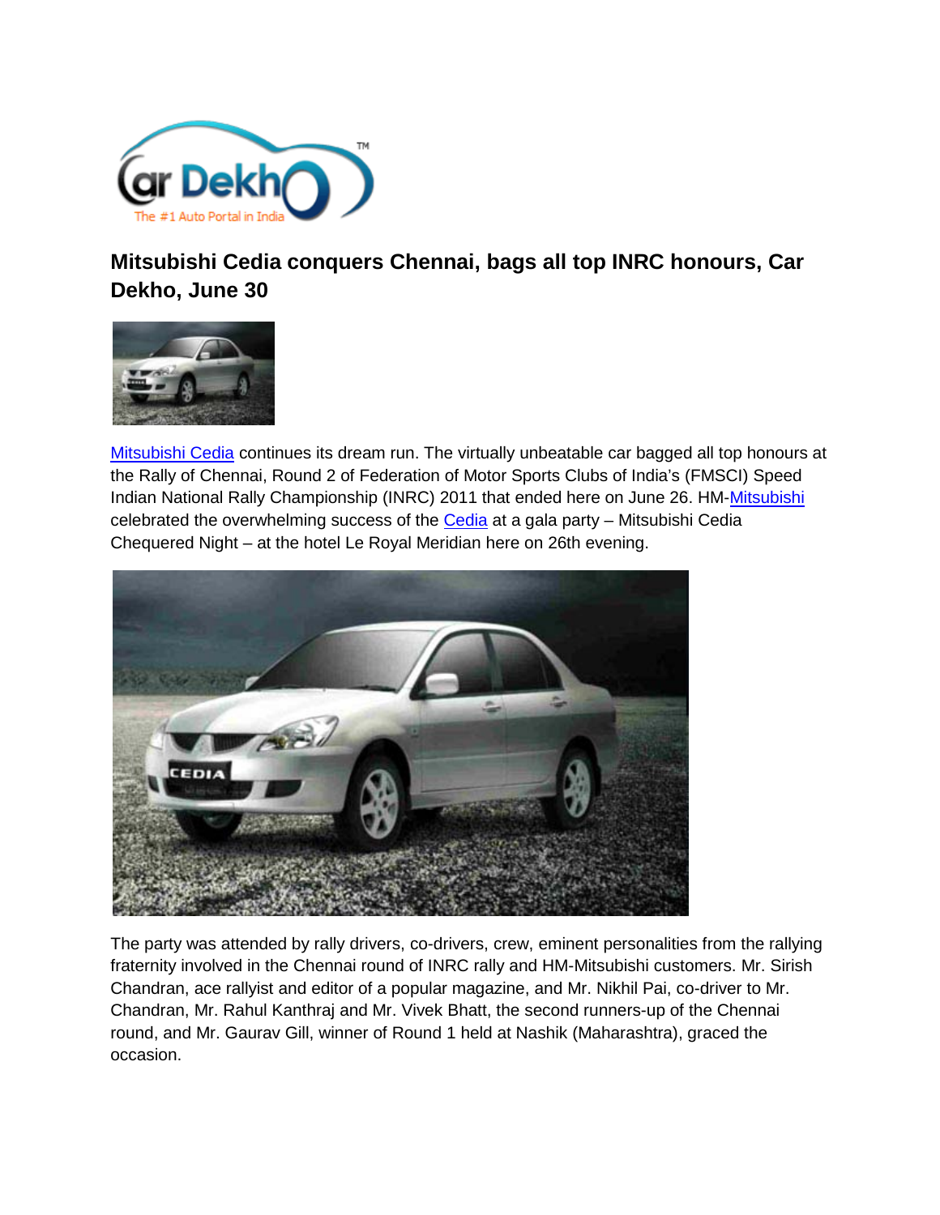# Mitsubishi Cedia conquers Chennai, bags all top INRC honours, Car Dekho, June 30

Mitsubishi Cedia continues its dream run. The virtually unbeatable car bagged all top honours at the Rally of Chennai, Round 2 of Federation of Motor Sports Clubs of India's (FMSCI) Speed Indian National Rally Championship (INRC) 2011 that ended here on June 26. HM-Mitsubishi celebrated the overwhelming success of the Cedia at a gala party – Mitsubishi Cedia Chequered Night – at the hotel Le Royal Meridian here on 26th evening.

The party was attended by rally drivers, co-drivers, crew, eminent personalities from the rallying fraternity involved in the Chennai round of INRC rally and HM-Mitsubishi customers. Mr. Sirish Chandran, ace rallyist and editor of a popular magazine, and Mr. Nikhil Pai, co-driver to Mr. Chandran, Mr. Rahul Kanthraj and Mr. Vivek Bhatt, the second runners-up of the Chennai round, and Mr. Gaurav Gill, winner of Round 1 held at Nashik (Maharashtra), graced the occasion.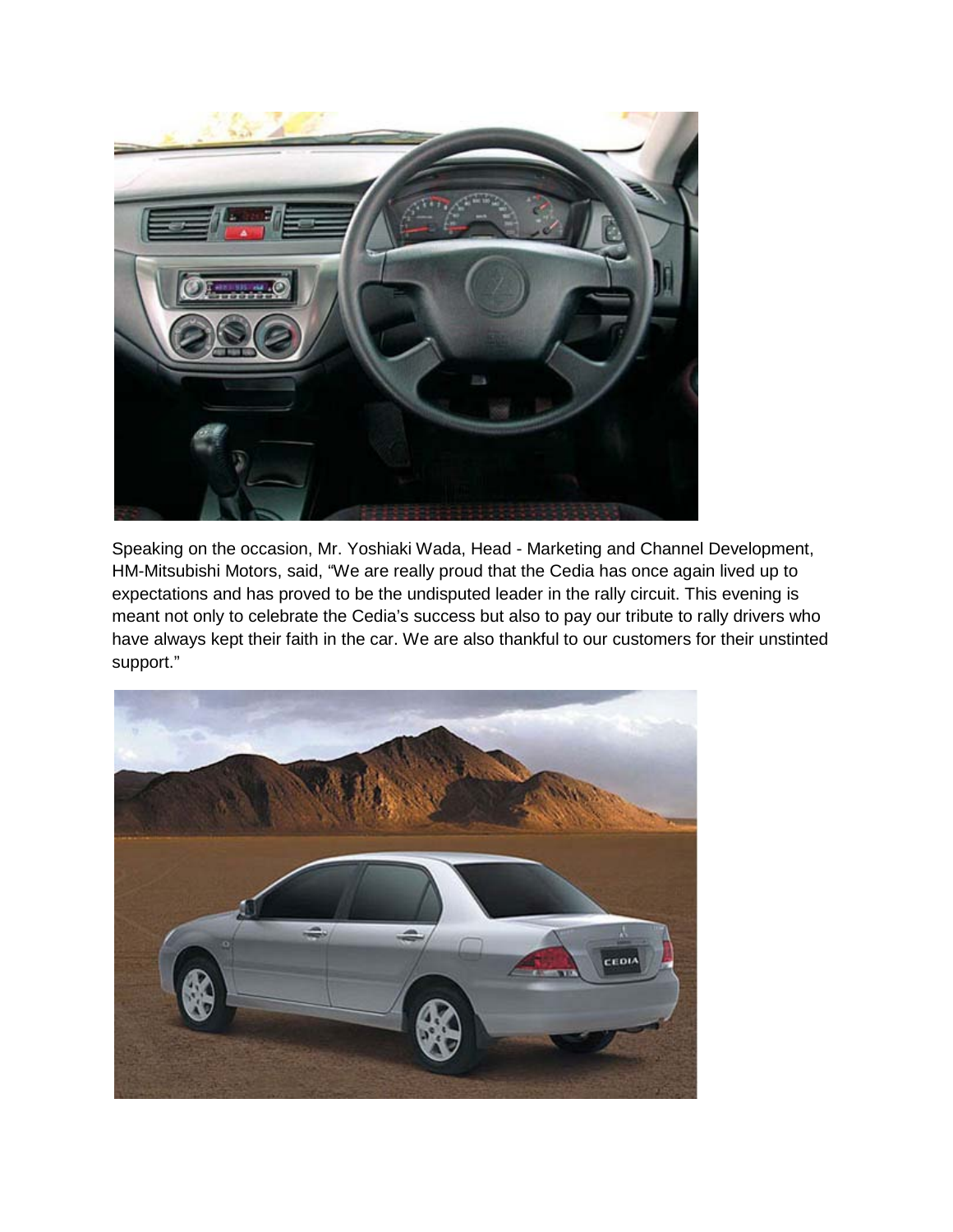Speaking on the occasion, Mr. Yoshiaki Wada, Head - Marketing and Channel Development, HM-Mitsubishi Motors, said, “We are really proud that the Cedia has once again lived up to expectations and has proved to be the undisputed leader in the rally circuit. This evening is meant not only to celebrate the Cedia’s success but also to pay our tribute to rally drivers who have always kept their faith in the car. We are also thankful to our customers for their unstinted support.”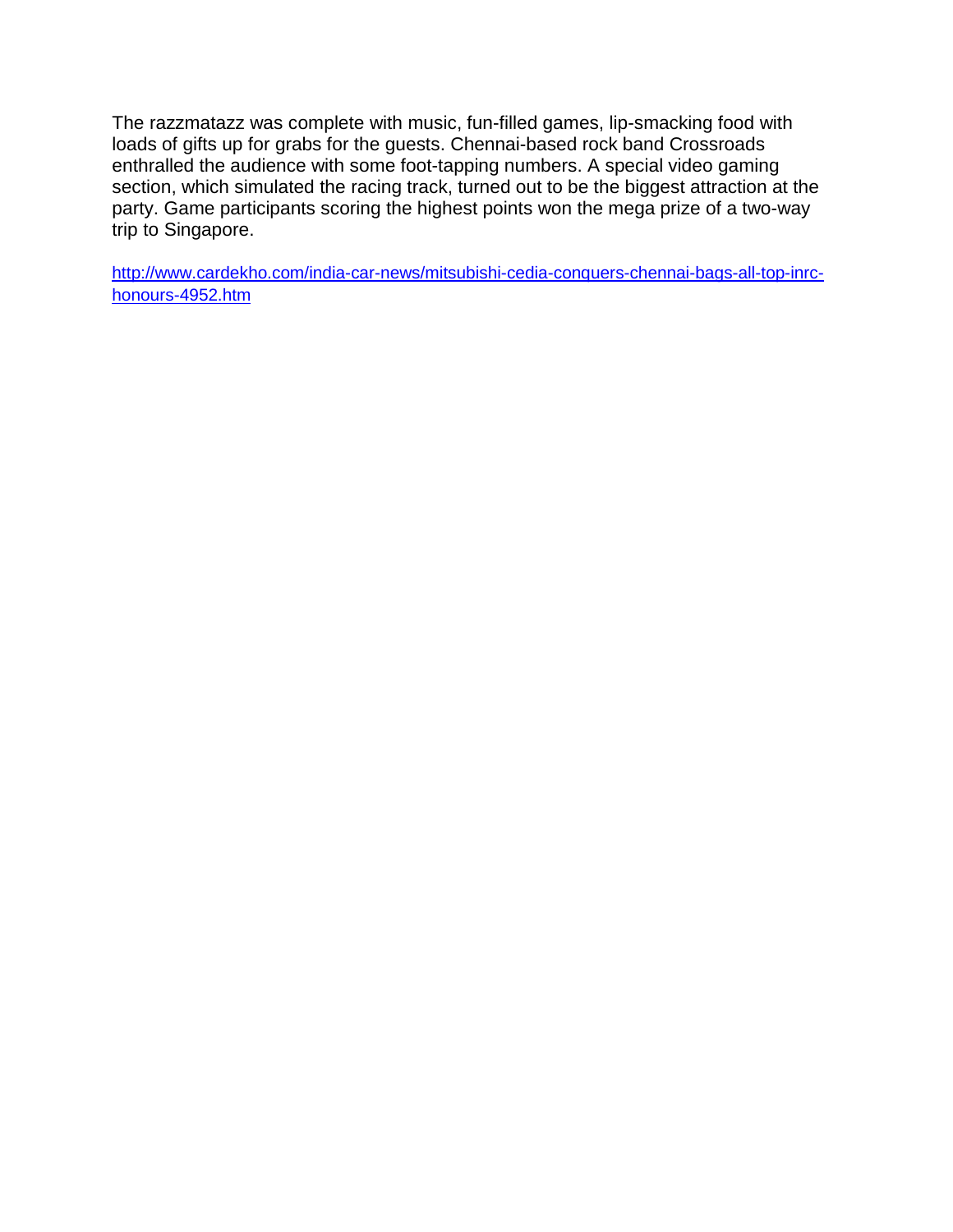The razzmatazz was complete with music, fun-filled games, lip-smacking food with loads of gifts up for grabs for the guests. Chennai-based rock band Crossroads enthralled the audience with some foot-tapping numbers. A special video gaming section, which simulated the racing track, turned out to be the biggest attraction at the party. Game participants scoring the highest points won the mega prize of a two-way trip to Singapore.

http://www.cardekho.com/india-car-news/mitsubishi-cedia-conquers-chennai-bags-all-top-inrc-honours-4952.htm